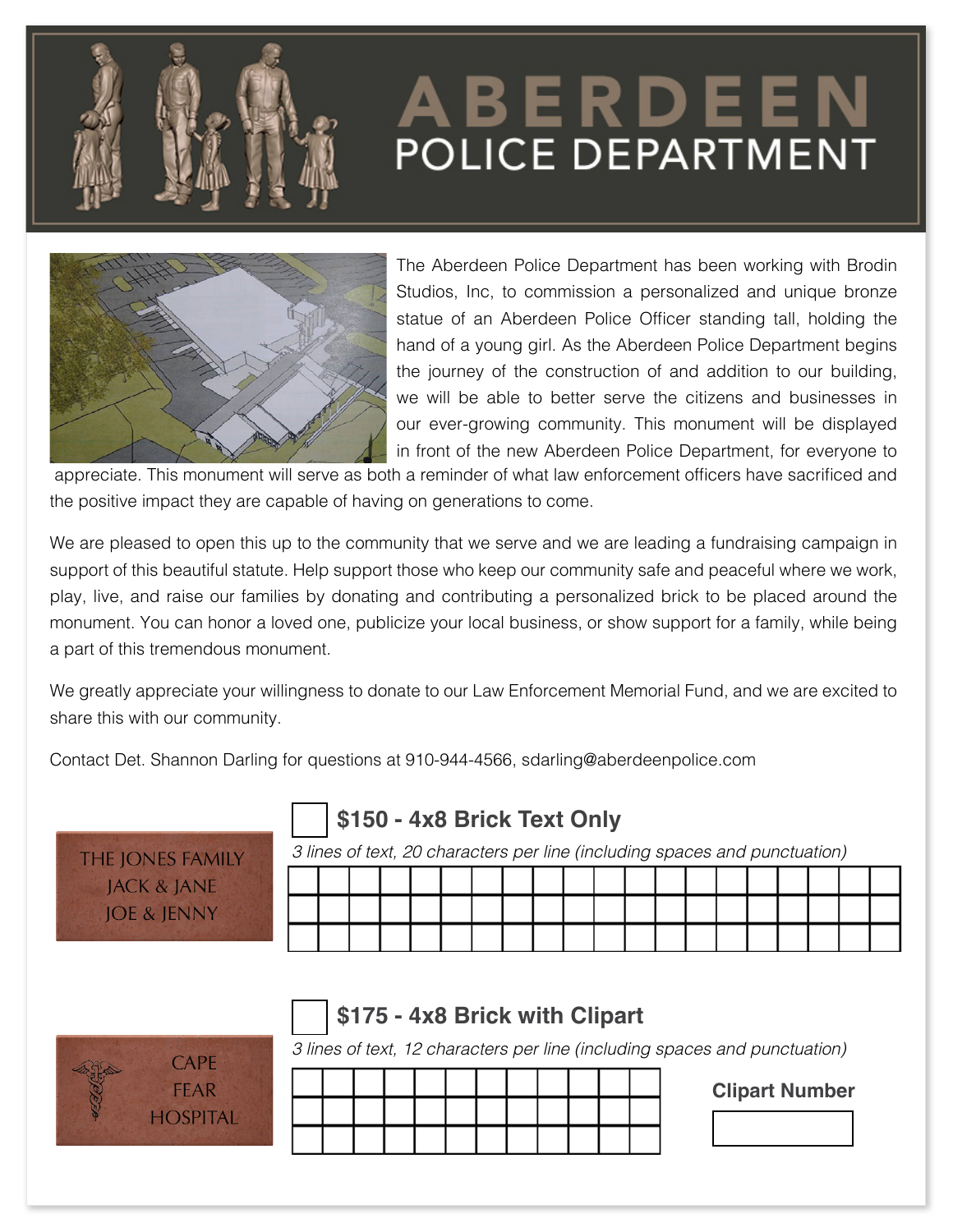# ABERDEEN POLICE DEPARTMENT

The Aberdeen Police Department has been working with Brodin Studios, Inc, to commission a personalized and unique bronze statue of an Aberdeen Police Officer standing tall, holding the hand of a young girl. As the Aberdeen Police Department begins the journey of the construction of and addition to our building, we will be able to better serve the citizens and businesses in our ever-growing community. This monument will be displayed in front of the new Aberdeen Police Department, for everyone to appreciate. This monument will serve as both a reminder of what law enforcement officers have sacrificed and the positive impact they are capable of having on generations to come.

We are pleased to open this up to the community that we serve and we are leading a fundraising campaign in support of this beautiful statute. Help support those who keep our community safe and peaceful where we work, play, live, and raise our families by donating and contributing a personalized brick to be placed around the monument. You can honor a loved one, publicize your local business, or show support for a family, while being a part of this tremendous monument.

We greatly appreciate your willingness to donate to our Law Enforcement Memorial Fund, and we are excited to share this with our community.

Contact Det. Shannon Darling for questions at 910-944-4566, sdarling@aberdeenpolice.com

THE JONES FAMILY
JACK & JANE
JOE & JENNY

☐ **$150 - 4x8 Brick Text Only**

*3 lines of text, 20 characters per line (including spaces and punctuation)*

| | | | | | | | | | | | | | | | | | | | |
|---|---|---|---|---|---|---|---|---|---|---|---|---|---|---|---|---|---|---|---|
| | | | | | | | | | | | | | | | | | | | |
| | | | | | | | | | | | | | | | | | | | |
| | | | | | | | | | | | | | | | | | | | |

CAPE
FEAR
HOSPITAL

☐ **$175 - 4x8 Brick with Clipart**

*3 lines of text, 12 characters per line (including spaces and punctuation)*

| | | | | | | | | | | | |
|---|---|---|---|---|---|---|---|---|---|---|---|
| | | | | | | | | | | | |
| | | | | | | | | | | | |
| | | | | | | | | | | | |

**Clipart Number**

☐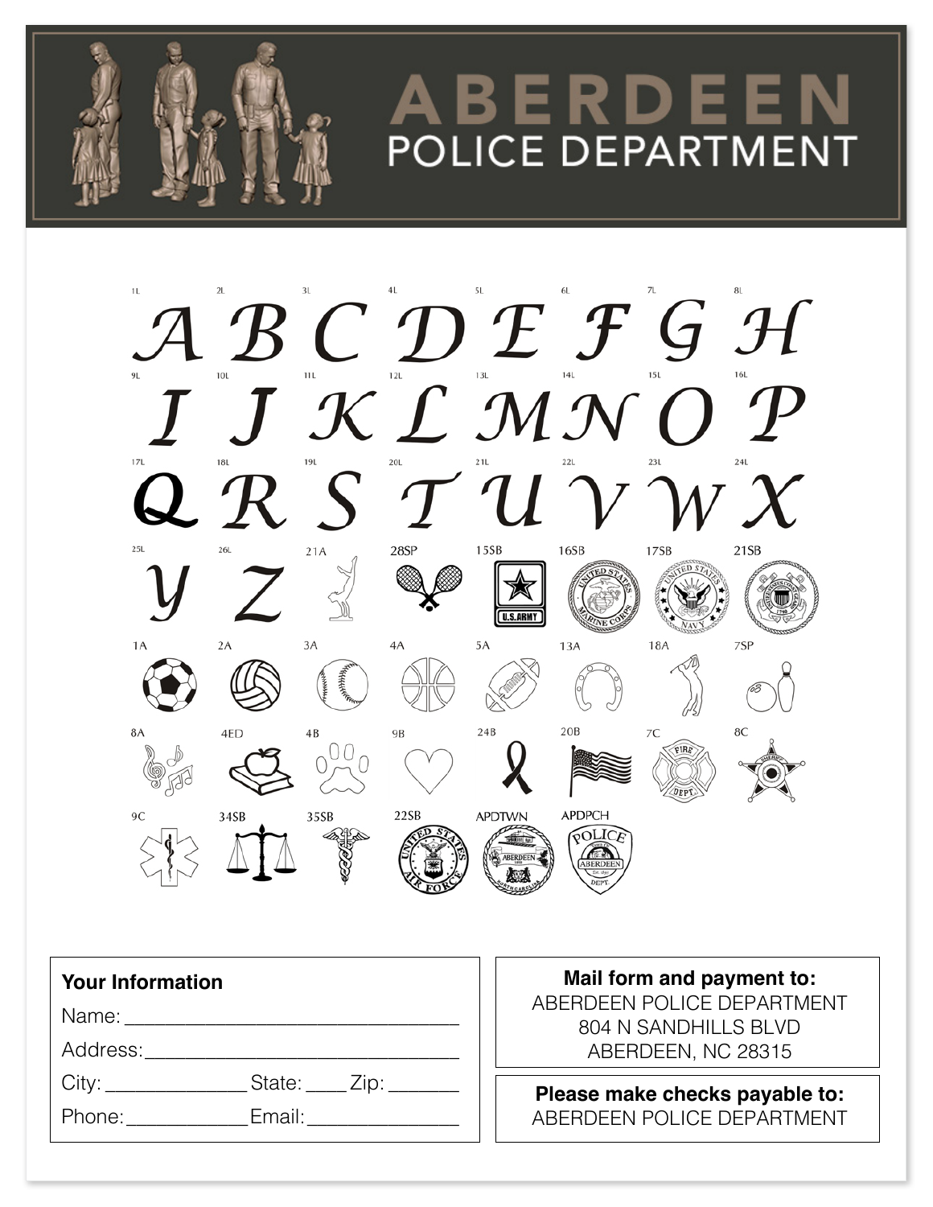# ABERDEEN POLICE DEPARTMENT

| | | | | | | | |
|---|---|---|---|---|---|---|---|
| 1L A | 2L B | 3L C | 4L D | 5L E | 6L F | 7L G | 8L H |
| 9L I | 10L J | 11L K | 12L L | 13L M | 14L N | 15L O | 16L P |
| 17L Q | 18L R | 19L S | 20L T | 21L U | 22L V | 23L W | 24L X |
| 25L Y | 26L Z | 21A | 28SP | 15SB | 16SB | 17SB | 21SB |
| 1A | 2A | 3A | 4A | 5A | 13A | 18A | 7SP |
| 8A | 4ED | 4B | 9B | 24B | 20B | 7C | 8C |
| 9C | 34SB | 35SB | 22SB | APDTWN | APDPCH | | |

**Your Information**

Name: ______________________________

Address: ____________________________

City: ______________ State: ____ Zip: _______

Phone: ____________ Email: _______________

**Mail form and payment to:**
ABERDEEN POLICE DEPARTMENT
804 N SANDHILLS BLVD
ABERDEEN, NC 28315

**Please make checks payable to:**
ABERDEEN POLICE DEPARTMENT